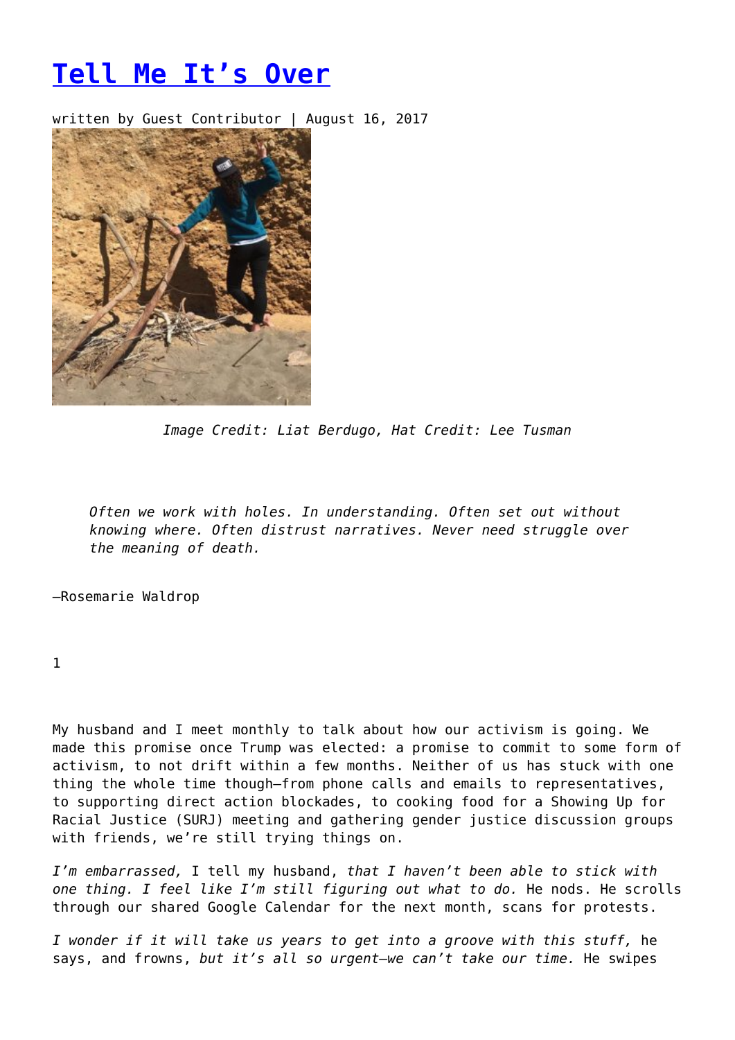# Tell Me It's Over

written by Guest Contributor | August 16, 2017

*Image Credit: Liat Berdugo, Hat Credit: Lee Tusman*

> *Often we work with holes. In understanding. Often set out without knowing where. Often distrust narratives. Never need struggle over the meaning of death.*

—Rosemarie Waldrop

1

My husband and I meet monthly to talk about how our activism is going. We made this promise once Trump was elected: a promise to commit to some form of activism, to not drift within a few months. Neither of us has stuck with one thing the whole time though—from phone calls and emails to representatives, to supporting direct action blockades, to cooking food for a Showing Up for Racial Justice (SURJ) meeting and gathering gender justice discussion groups with friends, we're still trying things on.

*I'm embarrassed,* I tell my husband, *that I haven't been able to stick with one thing. I feel like I'm still figuring out what to do.* He nods. He scrolls through our shared Google Calendar for the next month, scans for protests.

*I wonder if it will take us years to get into a groove with this stuff,* he says, and frowns, *but it's all so urgent—we can't take our time.* He swipes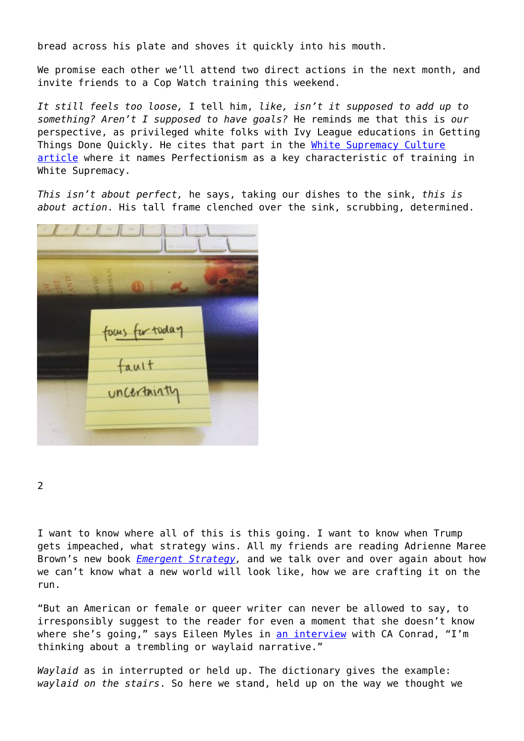bread across his plate and shoves it quickly into his mouth.

We promise each other we'll attend two direct actions in the next month, and invite friends to a Cop Watch training this weekend.

*It still feels too loose,* I tell him, *like, isn't it supposed to add up to something? Aren't I supposed to have goals?* He reminds me that this is *our* perspective, as privileged white folks with Ivy League educations in Getting Things Done Quickly. He cites that part in the White Supremacy Culture article where it names Perfectionism as a key characteristic of training in White Supremacy.

*This isn't about perfect,* he says, taking our dishes to the sink, *this is about action*. His tall frame clenched over the sink, scrubbing, determined.

2

I want to know where all of this is this going. I want to know when Trump gets impeached, what strategy wins. All my friends are reading Adrienne Maree Brown's new book *Emergent Strategy*, and we talk over and over again about how we can't know what a new world will look like, how we are crafting it on the run.

"But an American or female or queer writer can never be allowed to say, to irresponsibly suggest to the reader for even a moment that she doesn't know where she's going," says Eileen Myles in an interview with CA Conrad, "I'm thinking about a trembling or waylaid narrative."

*Waylaid* as in interrupted or held up. The dictionary gives the example: *waylaid on the stairs*. So here we stand, held up on the way we thought we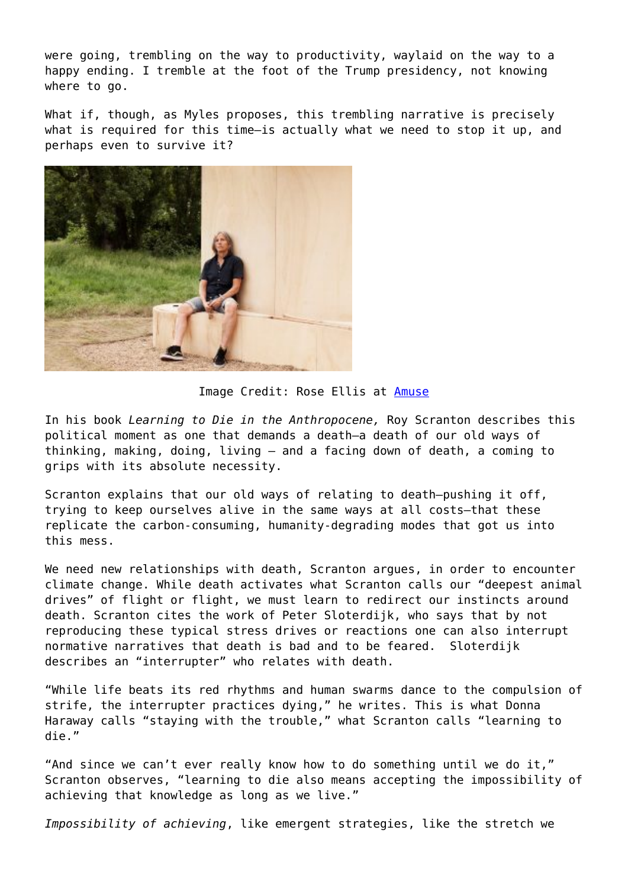were going, trembling on the way to productivity, waylaid on the way to a happy ending. I tremble at the foot of the Trump presidency, not knowing where to go.

What if, though, as Myles proposes, this trembling narrative is precisely what is required for this time—is actually what we need to stop it up, and perhaps even to survive it?

Image Credit: Rose Ellis at [Amuse]

In his book *Learning to Die in the Anthropocene,* Roy Scranton describes this political moment as one that demands a death—a death of our old ways of thinking, making, doing, living – and a facing down of death, a coming to grips with its absolute necessity.

Scranton explains that our old ways of relating to death—pushing it off, trying to keep ourselves alive in the same ways at all costs—that these replicate the carbon-consuming, humanity-degrading modes that got us into this mess.

We need new relationships with death, Scranton argues, in order to encounter climate change. While death activates what Scranton calls our "deepest animal drives" of flight or flight, we must learn to redirect our instincts around death. Scranton cites the work of Peter Sloterdijk, who says that by not reproducing these typical stress drives or reactions one can also interrupt normative narratives that death is bad and to be feared. Sloterdijk describes an "interrupter" who relates with death.

"While life beats its red rhythms and human swarms dance to the compulsion of strife, the interrupter practices dying," he writes. This is what Donna Haraway calls "staying with the trouble," what Scranton calls "learning to die."

"And since we can't ever really know how to do something until we do it," Scranton observes, "learning to die also means accepting the impossibility of achieving that knowledge as long as we live."

*Impossibility of achieving*, like emergent strategies, like the stretch we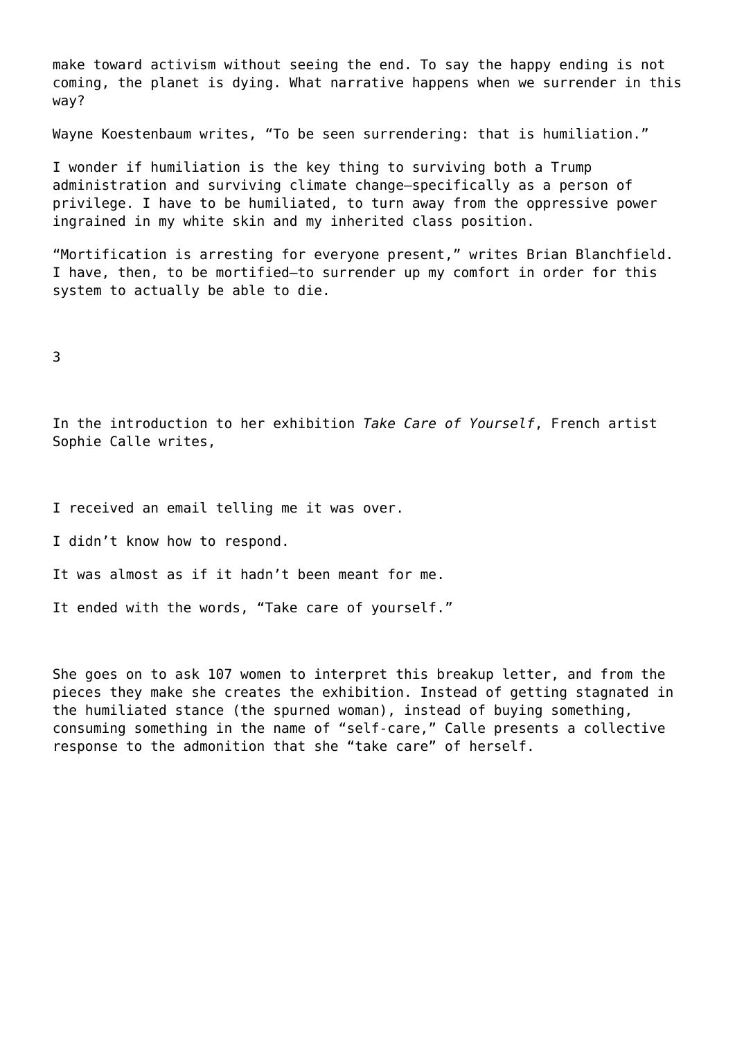make toward activism without seeing the end. To say the happy ending is not coming, the planet is dying. What narrative happens when we surrender in this way?

Wayne Koestenbaum writes, “To be seen surrendering: that is humiliation.”

I wonder if humiliation is the key thing to surviving both a Trump administration and surviving climate change—specifically as a person of privilege. I have to be humiliated, to turn away from the oppressive power ingrained in my white skin and my inherited class position.

“Mortification is arresting for everyone present,” writes Brian Blanchfield. I have, then, to be mortified—to surrender up my comfort in order for this system to actually be able to die.

## 3

In the introduction to her exhibition *Take Care of Yourself*, French artist Sophie Calle writes,

> I received an email telling me it was over.
>
> I didn’t know how to respond.
>
> It was almost as if it hadn’t been meant for me.
>
> It ended with the words, “Take care of yourself.”

She goes on to ask 107 women to interpret this breakup letter, and from the pieces they make she creates the exhibition. Instead of getting stagnated in the humiliated stance (the spurned woman), instead of buying something, consuming something in the name of “self-care,” Calle presents a collective response to the admonition that she “take care” of herself.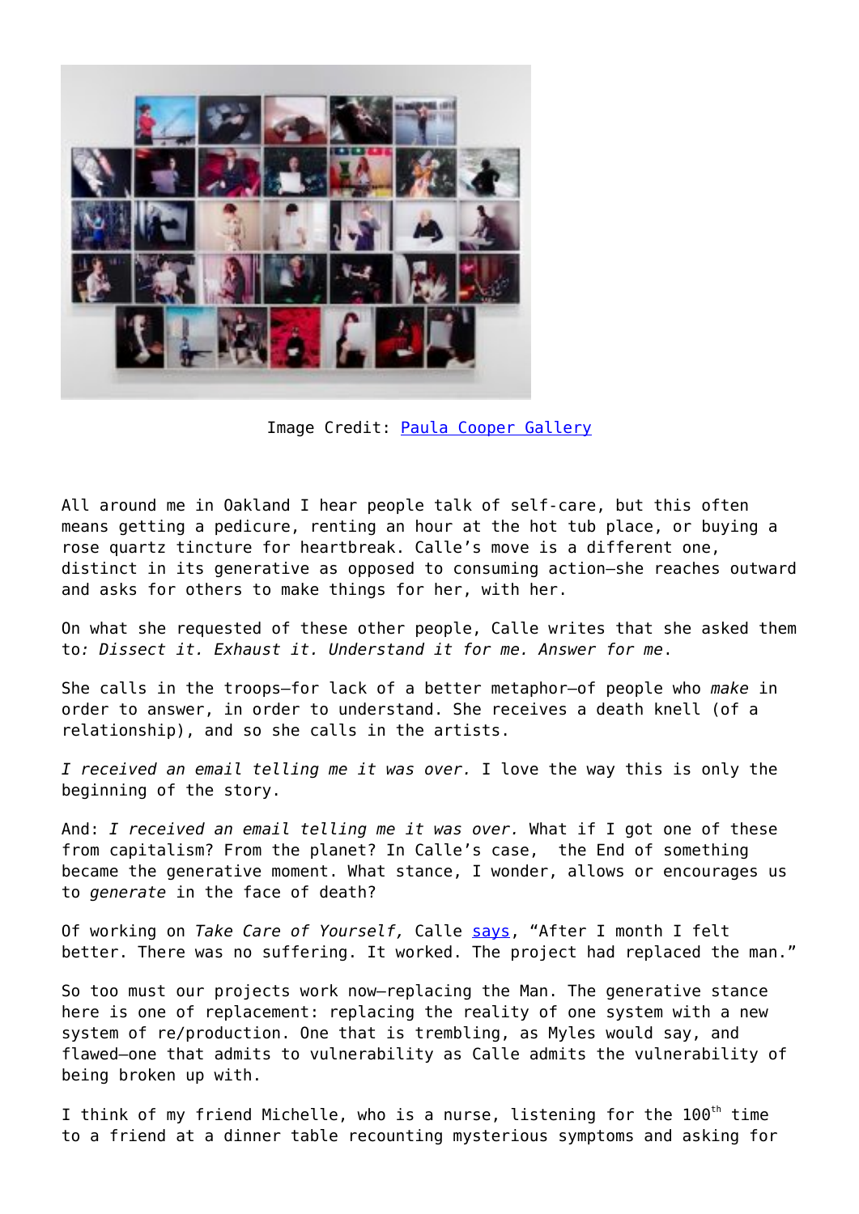Image Credit: [Paula Cooper Gallery]

All around me in Oakland I hear people talk of self-care, but this often means getting a pedicure, renting an hour at the hot tub place, or buying a rose quartz tincture for heartbreak. Calle's move is a different one, distinct in its generative as opposed to consuming action—she reaches outward and asks for others to make things for her, with her.

On what she requested of these other people, Calle writes that she asked them to*: Dissect it. Exhaust it. Understand it for me. Answer for me*.

She calls in the troops—for lack of a better metaphor—of people who *make* in order to answer, in order to understand. She receives a death knell (of a relationship), and so she calls in the artists.

*I received an email telling me it was over.* I love the way this is only the beginning of the story.

And: *I received an email telling me it was over.* What if I got one of these from capitalism? From the planet? In Calle's case, the End of something became the generative moment. What stance, I wonder, allows or encourages us to *generate* in the face of death?

Of working on *Take Care of Yourself,* Calle [says], "After I month I felt better. There was no suffering. It worked. The project had replaced the man."

So too must our projects work now—replacing the Man. The generative stance here is one of replacement: replacing the reality of one system with a new system of re/production. One that is trembling, as Myles would say, and flawed—one that admits to vulnerability as Calle admits the vulnerability of being broken up with.

I think of my friend Michelle, who is a nurse, listening for the 100th time to a friend at a dinner table recounting mysterious symptoms and asking for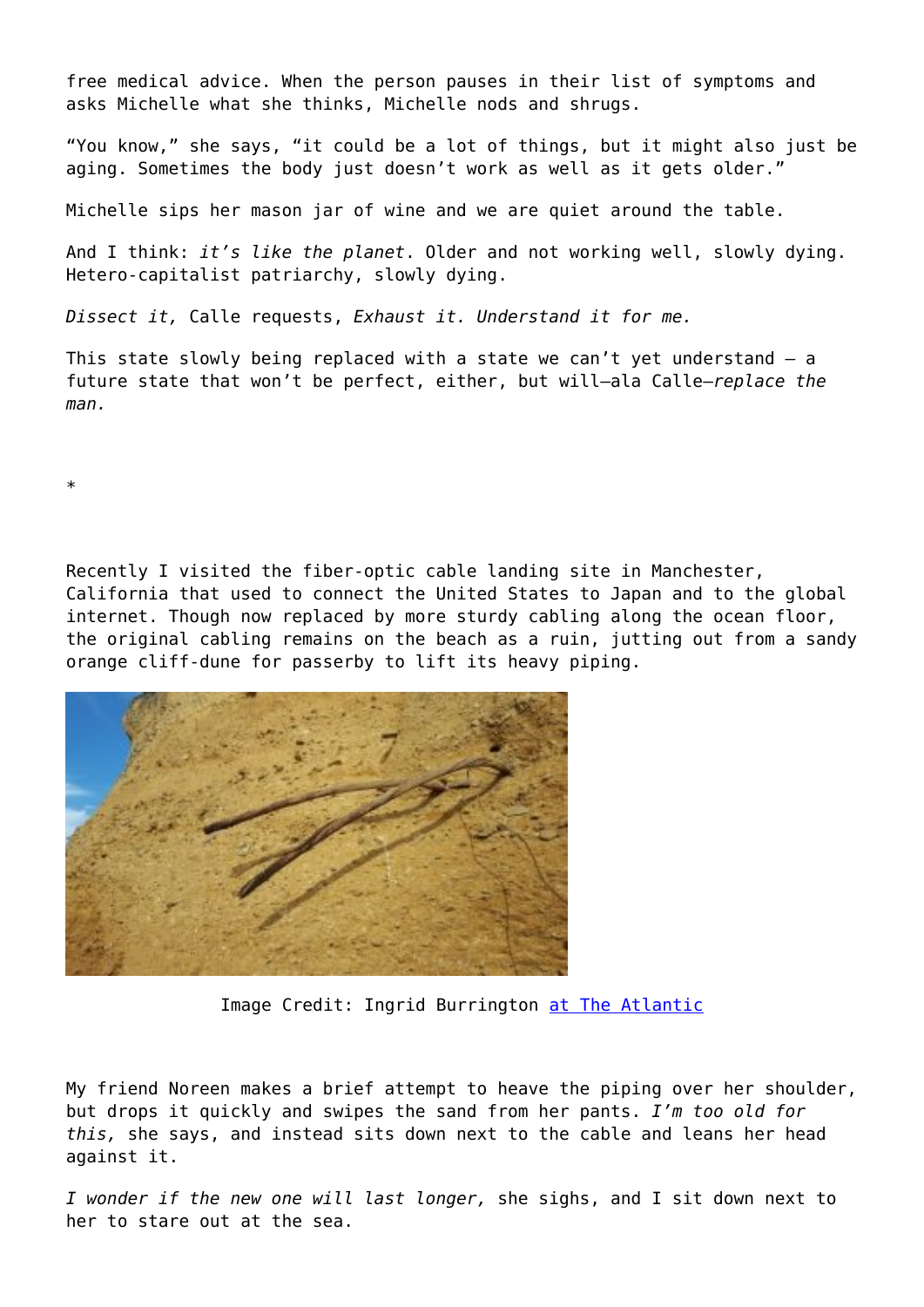free medical advice. When the person pauses in their list of symptoms and asks Michelle what she thinks, Michelle nods and shrugs.

“You know,” she says, “it could be a lot of things, but it might also just be aging. Sometimes the body just doesn’t work as well as it gets older.”

Michelle sips her mason jar of wine and we are quiet around the table.

And I think: *it’s like the planet*. Older and not working well, slowly dying. Hetero-capitalist patriarchy, slowly dying.

*Dissect it,* Calle requests, *Exhaust it. Understand it for me.*

This state slowly being replaced with a state we can’t yet understand — a future state that won’t be perfect, either, but will—ala Calle—*replace the man.*

*

Recently I visited the fiber-optic cable landing site in Manchester, California that used to connect the United States to Japan and to the global internet. Though now replaced by more sturdy cabling along the ocean floor, the original cabling remains on the beach as a ruin, jutting out from a sandy orange cliff-dune for passerby to lift its heavy piping.

Image Credit: Ingrid Burrington [at The Atlantic]

My friend Noreen makes a brief attempt to heave the piping over her shoulder, but drops it quickly and swipes the sand from her pants. *I’m too old for this,* she says, and instead sits down next to the cable and leans her head against it.

*I wonder if the new one will last longer,* she sighs, and I sit down next to her to stare out at the sea.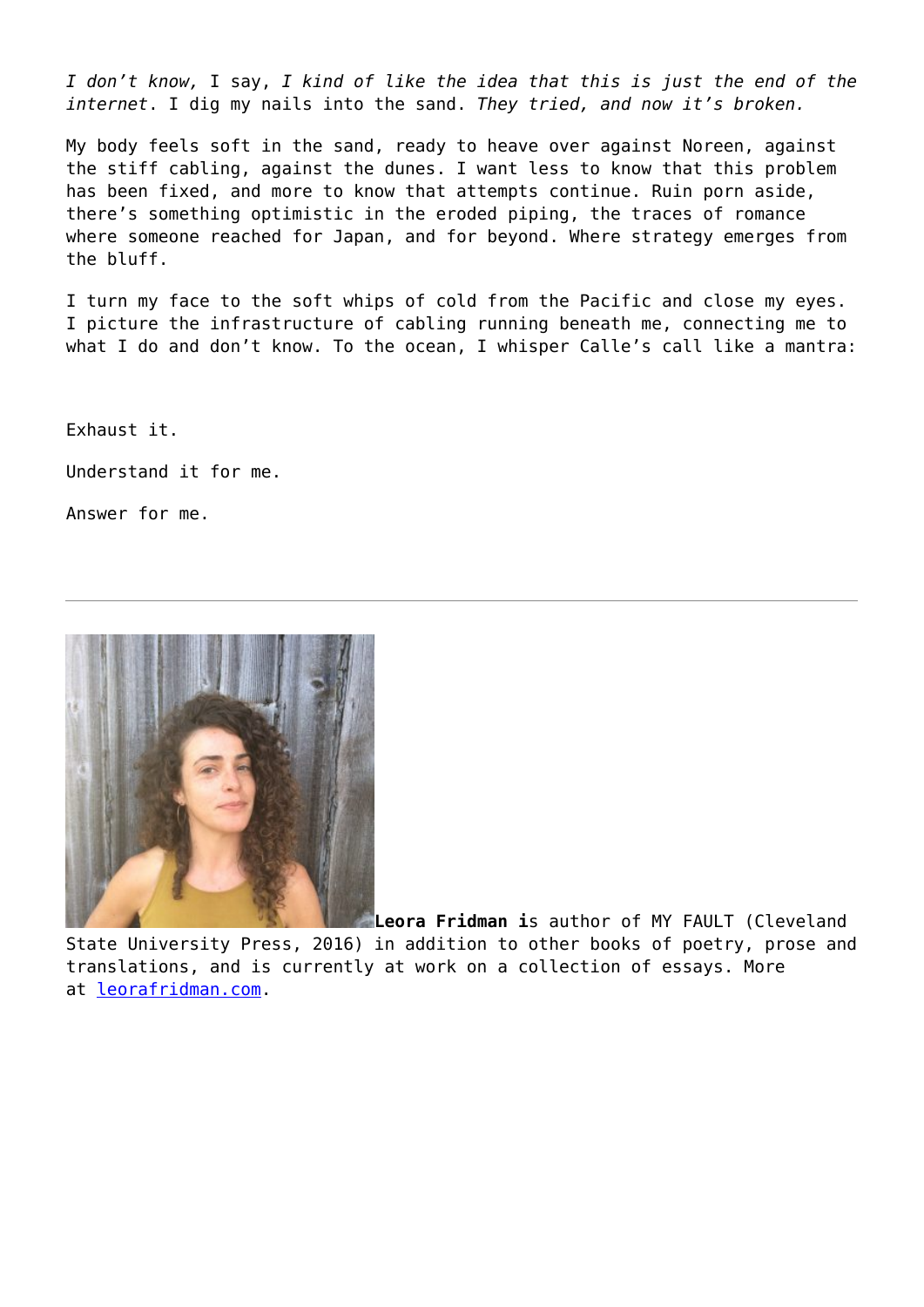*I don't know,* I say, *I kind of like the idea that this is just the end of the internet*. I dig my nails into the sand. *They tried, and now it's broken.*

My body feels soft in the sand, ready to heave over against Noreen, against the stiff cabling, against the dunes. I want less to know that this problem has been fixed, and more to know that attempts continue. Ruin porn aside, there's something optimistic in the eroded piping, the traces of romance where someone reached for Japan, and for beyond. Where strategy emerges from the bluff.

I turn my face to the soft whips of cold from the Pacific and close my eyes. I picture the infrastructure of cabling running beneath me, connecting me to what I do and don't know. To the ocean, I whisper Calle's call like a mantra:

Exhaust it.

Understand it for me.

Answer for me.

---

**Leora Fridman i**s author of MY FAULT (Cleveland State University Press, 2016) in addition to other books of poetry, prose and translations, and is currently at work on a collection of essays. More at [leorafridman.com](leorafridman.com).